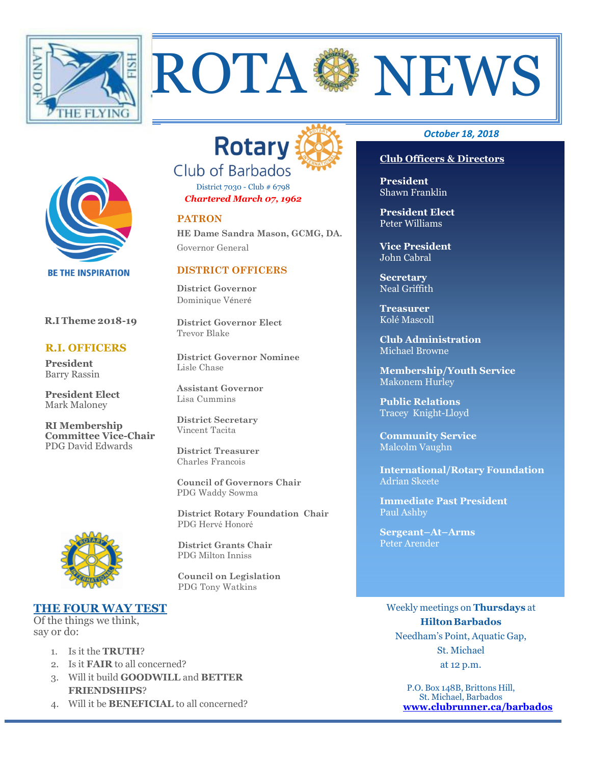# ROTA NEWS

LAND OF THE FLYING FISH

**Rotary Club of Barbados**

District 7030 - Club # 6798

***Chartered March 07, 1962***

*October 18, 2018*

BE THE INSPIRATION

**R.I Theme 2018-19**

## R.I. OFFICERS

**President**
Barry Rassin

**President Elect**
Mark Maloney

**RI Membership Committee Vice-Chair**
PDG David Edwards

## PATRON

**HE Dame Sandra Mason, GCMG, DA.**
Governor General

## DISTRICT OFFICERS

**District Governor**
Dominique Véneré

**District Governor Elect**
Trevor Blake

**District Governor Nominee**
Lisle Chase

**Assistant Governor**
Lisa Cummins

**District Secretary**
Vincent Tacita

**District Treasurer**
Charles Francois

**Council of Governors Chair**
PDG Waddy Sowma

**District Rotary Foundation Chair**
PDG Hervé Honoré

**District Grants Chair**
PDG Milton Inniss

**Council on Legislation**
PDG Tony Watkins

## Club Officers & Directors

**President**
Shawn Franklin

**President Elect**
Peter Williams

**Vice President**
John Cabral

**Secretary**
Neal Griffith

**Treasurer**
Kolé Mascoll

**Club Administration**
Michael Browne

**Membership/Youth Service**
Makonem Hurley

**Public Relations**
Tracey Knight-Lloyd

**Community Service**
Malcolm Vaughn

**International/Rotary Foundation**
Adrian Skeete

**Immediate Past President**
Paul Ashby

**Sergeant–At–Arms**
Peter Arender

## THE FOUR WAY TEST

Of the things we think, say or do:

1. Is it the **TRUTH**?
2. Is it **FAIR** to all concerned?
3. Will it build **GOODWILL** and **BETTER FRIENDSHIPS**?
4. Will it be **BENEFICIAL** to all concerned?

Weekly meetings on **Thursdays** at
**Hilton Barbados**
Needham's Point, Aquatic Gap,
St. Michael
at 12 p.m.

P.O. Box 148B, Brittons Hill,
St. Michael, Barbados
**www.clubrunner.ca/barbados**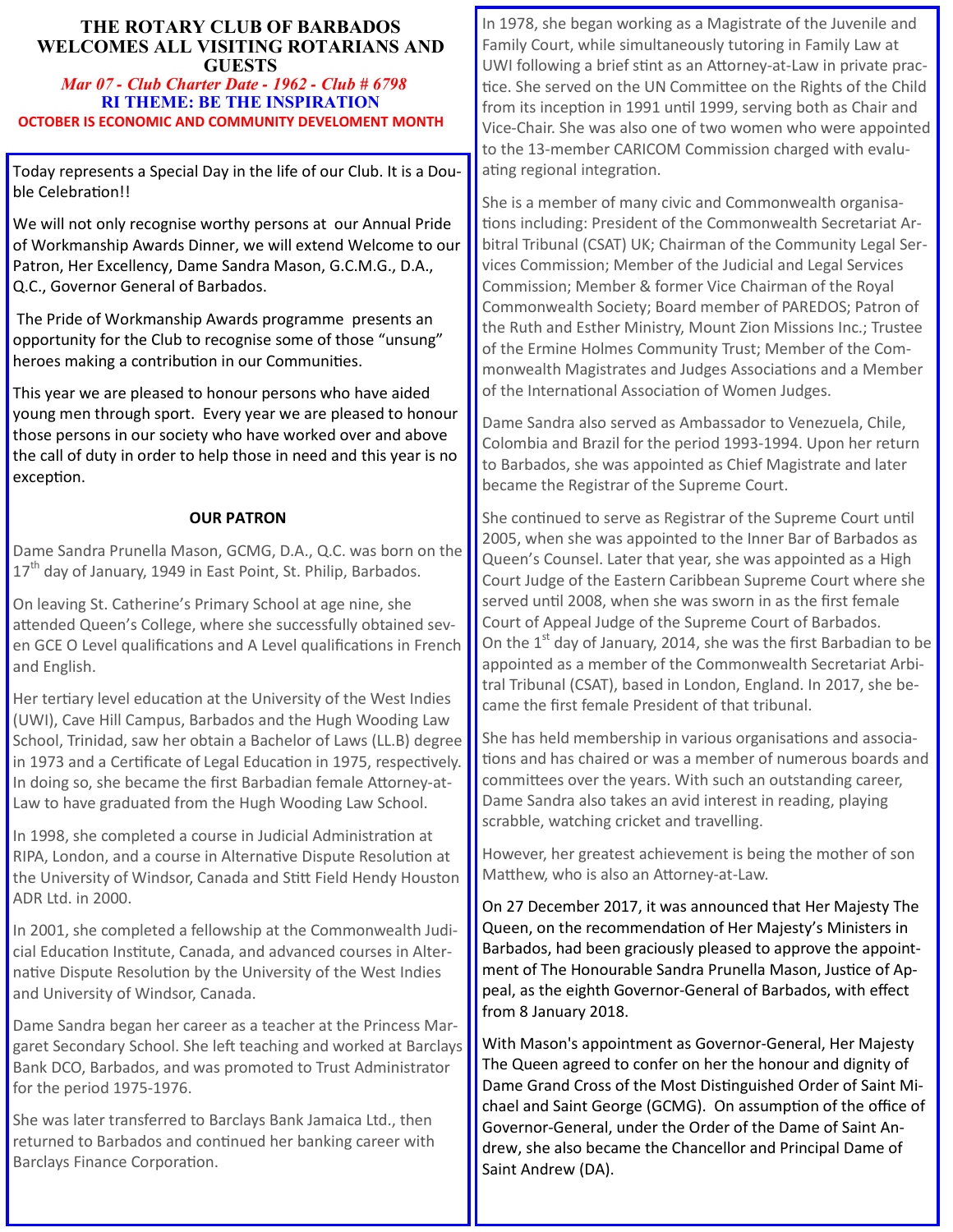# THE ROTARY CLUB OF BARBADOS WELCOMES ALL VISITING ROTARIANS AND GUESTS

*Mar 07 - Club Charter Date - 1962 - Club # 6798*

**RI THEME: BE THE INSPIRATION**

**OCTOBER IS ECONOMIC AND COMMUNITY DEVELOMENT MONTH**

Today represents a Special Day in the life of our Club. It is a Double Celebration!!

We will not only recognise worthy persons at our Annual Pride of Workmanship Awards Dinner, we will extend Welcome to our Patron, Her Excellency, Dame Sandra Mason, G.C.M.G., D.A., Q.C., Governor General of Barbados.

The Pride of Workmanship Awards programme presents an opportunity for the Club to recognise some of those "unsung" heroes making a contribution in our Communities.

This year we are pleased to honour persons who have aided young men through sport. Every year we are pleased to honour those persons in our society who have worked over and above the call of duty in order to help those in need and this year is no exception.

## OUR PATRON

Dame Sandra Prunella Mason, GCMG, D.A., Q.C. was born on the 17th day of January, 1949 in East Point, St. Philip, Barbados.

On leaving St. Catherine's Primary School at age nine, she attended Queen's College, where she successfully obtained seven GCE O Level qualifications and A Level qualifications in French and English.

Her tertiary level education at the University of the West Indies (UWI), Cave Hill Campus, Barbados and the Hugh Wooding Law School, Trinidad, saw her obtain a Bachelor of Laws (LL.B) degree in 1973 and a Certificate of Legal Education in 1975, respectively. In doing so, she became the first Barbadian female Attorney-at-Law to have graduated from the Hugh Wooding Law School.

In 1998, she completed a course in Judicial Administration at RIPA, London, and a course in Alternative Dispute Resolution at the University of Windsor, Canada and Stitt Field Hendy Houston ADR Ltd. in 2000.

In 2001, she completed a fellowship at the Commonwealth Judicial Education Institute, Canada, and advanced courses in Alternative Dispute Resolution by the University of the West Indies and University of Windsor, Canada.

Dame Sandra began her career as a teacher at the Princess Margaret Secondary School. She left teaching and worked at Barclays Bank DCO, Barbados, and was promoted to Trust Administrator for the period 1975-1976.

She was later transferred to Barclays Bank Jamaica Ltd., then returned to Barbados and continued her banking career with Barclays Finance Corporation.

In 1978, she began working as a Magistrate of the Juvenile and Family Court, while simultaneously tutoring in Family Law at UWI following a brief stint as an Attorney-at-Law in private practice. She served on the UN Committee on the Rights of the Child from its inception in 1991 until 1999, serving both as Chair and Vice-Chair. She was also one of two women who were appointed to the 13-member CARICOM Commission charged with evaluating regional integration.

She is a member of many civic and Commonwealth organisations including: President of the Commonwealth Secretariat Arbitral Tribunal (CSAT) UK; Chairman of the Community Legal Services Commission; Member of the Judicial and Legal Services Commission; Member & former Vice Chairman of the Royal Commonwealth Society; Board member of PAREDOS; Patron of the Ruth and Esther Ministry, Mount Zion Missions Inc.; Trustee of the Ermine Holmes Community Trust; Member of the Commonwealth Magistrates and Judges Associations and a Member of the International Association of Women Judges.

Dame Sandra also served as Ambassador to Venezuela, Chile, Colombia and Brazil for the period 1993-1994. Upon her return to Barbados, she was appointed as Chief Magistrate and later became the Registrar of the Supreme Court.

She continued to serve as Registrar of the Supreme Court until 2005, when she was appointed to the Inner Bar of Barbados as Queen's Counsel. Later that year, she was appointed as a High Court Judge of the Eastern Caribbean Supreme Court where she served until 2008, when she was sworn in as the first female Court of Appeal Judge of the Supreme Court of Barbados.
On the 1st day of January, 2014, she was the first Barbadian to be appointed as a member of the Commonwealth Secretariat Arbitral Tribunal (CSAT), based in London, England. In 2017, she became the first female President of that tribunal.

She has held membership in various organisations and associations and has chaired or was a member of numerous boards and committees over the years. With such an outstanding career, Dame Sandra also takes an avid interest in reading, playing scrabble, watching cricket and travelling.

However, her greatest achievement is being the mother of son Matthew, who is also an Attorney-at-Law.

On 27 December 2017, it was announced that Her Majesty The Queen, on the recommendation of Her Majesty's Ministers in Barbados, had been graciously pleased to approve the appointment of The Honourable Sandra Prunella Mason, Justice of Appeal, as the eighth Governor-General of Barbados, with effect from 8 January 2018.

With Mason's appointment as Governor-General, Her Majesty The Queen agreed to confer on her the honour and dignity of Dame Grand Cross of the Most Distinguished Order of Saint Michael and Saint George (GCMG). On assumption of the office of Governor-General, under the Order of the Dame of Saint Andrew, she also became the Chancellor and Principal Dame of Saint Andrew (DA).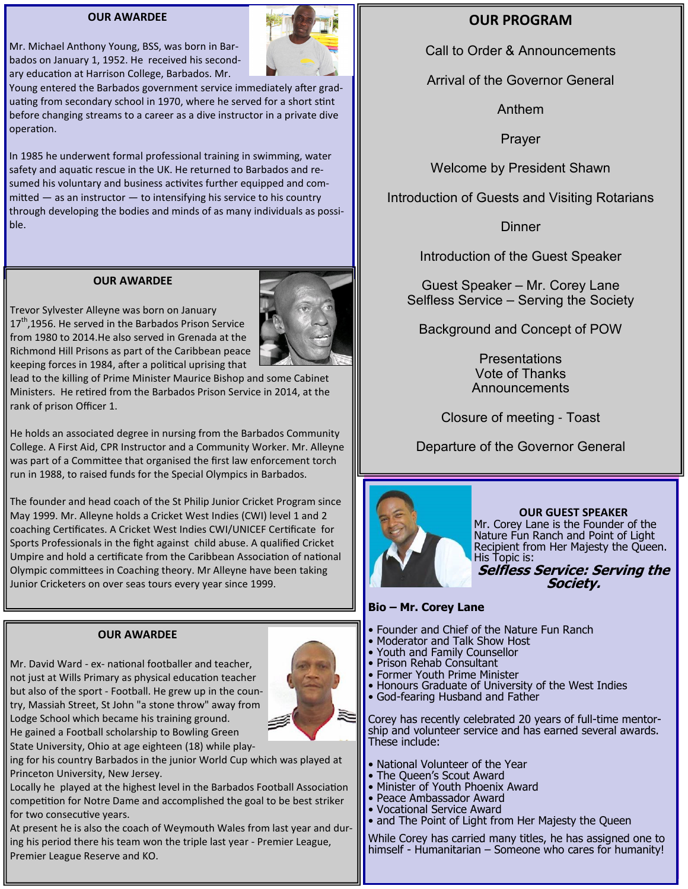## OUR AWARDEE

Mr. Michael Anthony Young, BSS, was born in Barbados on January 1, 1952. He received his secondary education at Harrison College, Barbados. Mr. Young entered the Barbados government service immediately after graduating from secondary school in 1970, where he served for a short stint before changing streams to a career as a dive instructor in a private dive operation.

In 1985 he underwent formal professional training in swimming, water safety and aquatic rescue in the UK. He returned to Barbados and resumed his voluntary and business activites further equipped and committed — as an instructor — to intensifying his service to his country through developing the bodies and minds of as many individuals as possible.

## OUR AWARDEE

Trevor Sylvester Alleyne was born on January 17th,1956. He served in the Barbados Prison Service from 1980 to 2014.He also served in Grenada at the Richmond Hill Prisons as part of the Caribbean peace keeping forces in 1984, after a political uprising that lead to the killing of Prime Minister Maurice Bishop and some Cabinet Ministers. He retired from the Barbados Prison Service in 2014, at the rank of prison Officer 1.

He holds an associated degree in nursing from the Barbados Community College. A First Aid, CPR Instructor and a Community Worker. Mr. Alleyne was part of a Committee that organised the first law enforcement torch run in 1988, to raised funds for the Special Olympics in Barbados.

The founder and head coach of the St Philip Junior Cricket Program since May 1999. Mr. Alleyne holds a Cricket West Indies (CWI) level 1 and 2 coaching Certificates. A Cricket West Indies CWI/UNICEF Certificate for Sports Professionals in the fight against child abuse. A qualified Cricket Umpire and hold a certificate from the Caribbean Association of national Olympic committees in Coaching theory. Mr Alleyne have been taking Junior Cricketers on over seas tours every year since 1999.

## OUR AWARDEE

Mr. David Ward - ex- national footballer and teacher, not just at Wills Primary as physical education teacher but also of the sport - Football. He grew up in the country, Massiah Street, St John "a stone throw" away from Lodge School which became his training ground.
He gained a Football scholarship to Bowling Green State University, Ohio at age eighteen (18) while playing for his country Barbados in the junior World Cup which was played at Princeton University, New Jersey.
Locally he played at the highest level in the Barbados Football Association competition for Notre Dame and accomplished the goal to be best striker for two consecutive years.
At present he is also the coach of Weymouth Wales from last year and during his period there his team won the triple last year - Premier League, Premier League Reserve and KO.

## OUR PROGRAM

Call to Order & Announcements

Arrival of the Governor General

Anthem

Prayer

Welcome by President Shawn

Introduction of Guests and Visiting Rotarians

Dinner

Introduction of the Guest Speaker

Guest Speaker – Mr. Corey Lane
Selfless Service – Serving the Society

Background and Concept of POW

Presentations
Vote of Thanks
Announcements

Closure of meeting - Toast

Departure of the Governor General

## OUR GUEST SPEAKER

Mr. Corey Lane is the Founder of the Nature Fun Ranch and Point of Light Recipient from Her Majesty the Queen. His Topic is:

***Selfless Service: Serving the Society.***

**Bio – Mr. Corey Lane**

- Founder and Chief of the Nature Fun Ranch
- Moderator and Talk Show Host
- Youth and Family Counsellor
- Prison Rehab Consultant
- Former Youth Prime Minister
- Honours Graduate of University of the West Indies
- God-fearing Husband and Father

Corey has recently celebrated 20 years of full-time mentorship and volunteer service and has earned several awards. These include:

- National Volunteer of the Year
- The Queen's Scout Award
- Minister of Youth Phoenix Award
- Peace Ambassador Award
- Vocational Service Award
- and The Point of Light from Her Majesty the Queen

While Corey has carried many titles, he has assigned one to himself - Humanitarian – Someone who cares for humanity!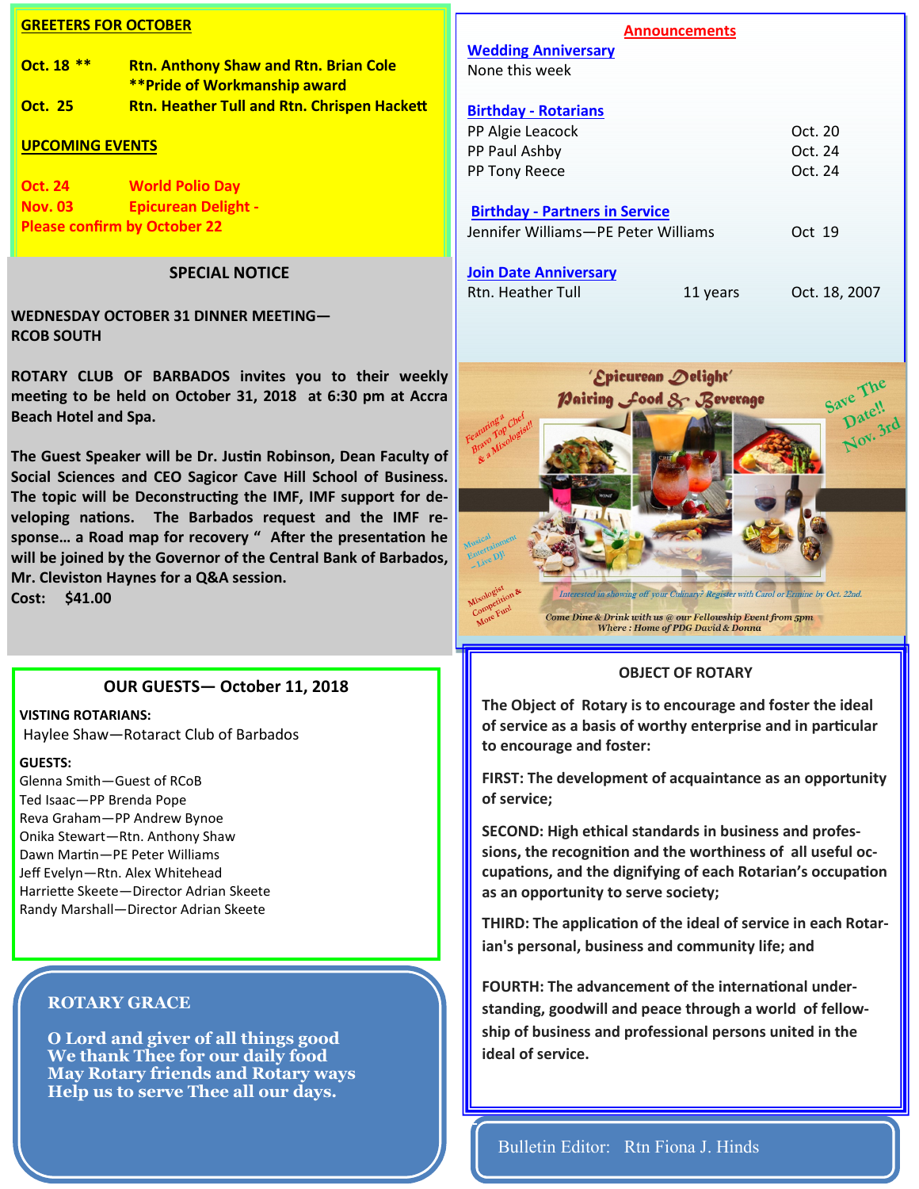## GREETERS FOR OCTOBER

| | |
|---|---|
| **Oct. 18 \*\*** | **Rtn. Anthony Shaw and Rtn. Brian Cole** **\*\*Pride of Workmanship award** |
| **Oct. 25** | **Rtn. Heather Tull and Rtn. Chrispen Hackett** |

## UPCOMING EVENTS

| | |
|---|---|
| **Oct. 24** | **World Polio Day** |
| **Nov. 03** | **Epicurean Delight -** |

**Please confirm by October 22**

## SPECIAL NOTICE

**WEDNESDAY OCTOBER 31 DINNER MEETING—RCOB SOUTH**

**ROTARY CLUB OF BARBADOS invites you to their weekly meeting to be held on October 31, 2018 at 6:30 pm at Accra Beach Hotel and Spa.**

**The Guest Speaker will be Dr. Justin Robinson, Dean Faculty of Social Sciences and CEO Sagicor Cave Hill School of Business. The topic will be Deconstructing the IMF, IMF support for developing nations. The Barbados request and the IMF response… a Road map for recovery " After the presentation he will be joined by the Governor of the Central Bank of Barbados, Mr. Cleviston Haynes for a Q&A session.**

**Cost: $41.00**

## OUR GUESTS— October 11, 2018

**VISTING ROTARIANS:**

Haylee Shaw—Rotaract Club of Barbados

**GUESTS:**

Glenna Smith—Guest of RCoB
Ted Isaac—PP Brenda Pope
Reva Graham—PP Andrew Bynoe
Onika Stewart—Rtn. Anthony Shaw
Dawn Martin—PE Peter Williams
Jeff Evelyn—Rtn. Alex Whitehead
Harriette Skeete—Director Adrian Skeete
Randy Marshall—Director Adrian Skeete

## ROTARY GRACE

**O Lord and giver of all things good**
**We thank Thee for our daily food**
**May Rotary friends and Rotary ways**
**Help us to serve Thee all our days.**

## Announcements

### Wedding Anniversary

None this week

### Birthday - Rotarians

| | |
|---|---|
| PP Algie Leacock | Oct. 20 |
| PP Paul Ashby | Oct. 24 |
| PP Tony Reece | Oct. 24 |

### Birthday - Partners in Service

| | |
|---|---|
| Jennifer Williams—PE Peter Williams | Oct 19 |

### Join Date Anniversary

| | | |
|---|---|---|
| Rtn. Heather Tull | 11 years | Oct. 18, 2007 |

'Epicurean Delight'
Pairing Food & Beverage
Save The Date!! Nov. 3rd
Featuring a Bravo Top Chef & a Mixologist!!
Musical Entertainment – Live DJ
Mixologist Competition & More Fun!
Interested in showing off your Culinary? Register with Carol or Ermine by Oct. 22nd.
Come Dine & Drink with us @ our Fellowship Event from 5pm
Where : Home of PDG David & Donna

## OBJECT OF ROTARY

**The Object of Rotary is to encourage and foster the ideal of service as a basis of worthy enterprise and in particular to encourage and foster:**

**FIRST: The development of acquaintance as an opportunity of service;**

**SECOND: High ethical standards in business and professions, the recognition and the worthiness of all useful occupations, and the dignifying of each Rotarian's occupation as an opportunity to serve society;**

**THIRD: The application of the ideal of service in each Rotarian's personal, business and community life; and**

**FOURTH: The advancement of the international understanding, goodwill and peace through a world of fellowship of business and professional persons united in the ideal of service.**

Bulletin Editor: Rtn Fiona J. Hinds